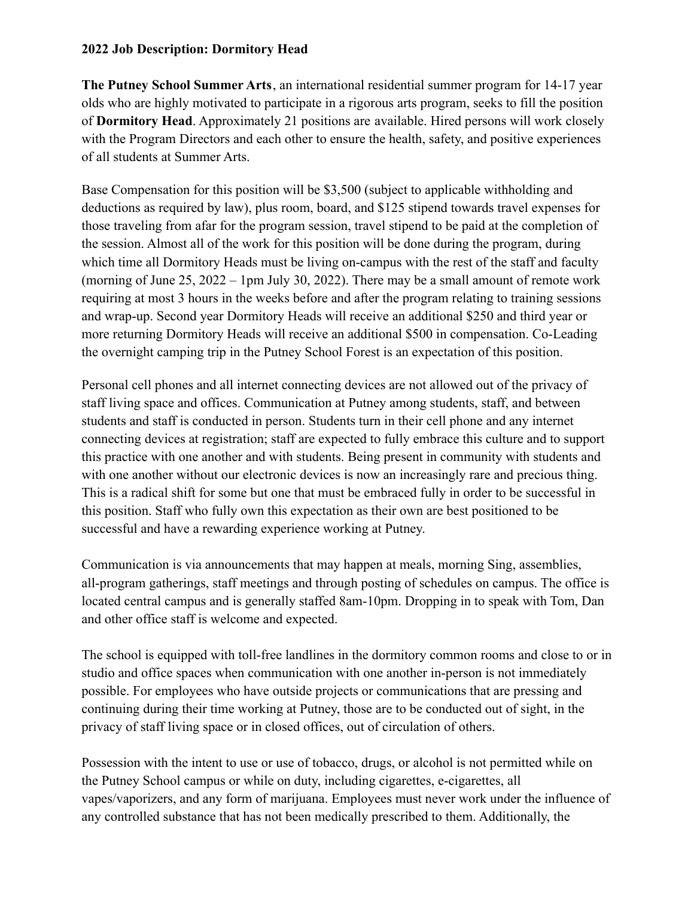**2022 Job Description: Dormitory Head**

**The Putney School Summer Arts**, an international residential summer program for 14-17 year olds who are highly motivated to participate in a rigorous arts program, seeks to fill the position of **Dormitory Head**. Approximately 21 positions are available. Hired persons will work closely with the Program Directors and each other to ensure the health, safety, and positive experiences of all students at Summer Arts.

Base Compensation for this position will be $3,500 (subject to applicable withholding and deductions as required by law), plus room, board, and $125 stipend towards travel expenses for those traveling from afar for the program session, travel stipend to be paid at the completion of the session. Almost all of the work for this position will be done during the program, during which time all Dormitory Heads must be living on-campus with the rest of the staff and faculty (morning of June 25, 2022 – 1pm July 30, 2022). There may be a small amount of remote work requiring at most 3 hours in the weeks before and after the program relating to training sessions and wrap-up. Second year Dormitory Heads will receive an additional $250 and third year or more returning Dormitory Heads will receive an additional $500 in compensation. Co-Leading the overnight camping trip in the Putney School Forest is an expectation of this position.

Personal cell phones and all internet connecting devices are not allowed out of the privacy of staff living space and offices. Communication at Putney among students, staff, and between students and staff is conducted in person. Students turn in their cell phone and any internet connecting devices at registration; staff are expected to fully embrace this culture and to support this practice with one another and with students. Being present in community with students and with one another without our electronic devices is now an increasingly rare and precious thing. This is a radical shift for some but one that must be embraced fully in order to be successful in this position. Staff who fully own this expectation as their own are best positioned to be successful and have a rewarding experience working at Putney.

Communication is via announcements that may happen at meals, morning Sing, assemblies, all-program gatherings, staff meetings and through posting of schedules on campus. The office is located central campus and is generally staffed 8am-10pm. Dropping in to speak with Tom, Dan and other office staff is welcome and expected.

The school is equipped with toll-free landlines in the dormitory common rooms and close to or in studio and office spaces when communication with one another in-person is not immediately possible. For employees who have outside projects or communications that are pressing and continuing during their time working at Putney, those are to be conducted out of sight, in the privacy of staff living space or in closed offices, out of circulation of others.

Possession with the intent to use or use of tobacco, drugs, or alcohol is not permitted while on the Putney School campus or while on duty, including cigarettes, e-cigarettes, all vapes/vaporizers, and any form of marijuana. Employees must never work under the influence of any controlled substance that has not been medically prescribed to them. Additionally, the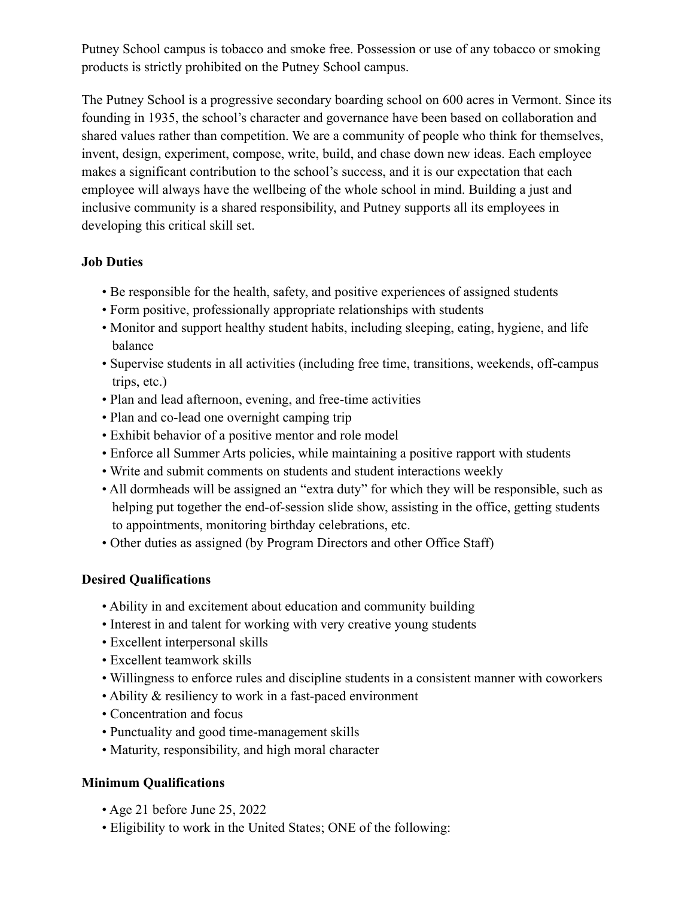Putney School campus is tobacco and smoke free. Possession or use of any tobacco or smoking products is strictly prohibited on the Putney School campus.

The Putney School is a progressive secondary boarding school on 600 acres in Vermont. Since its founding in 1935, the school's character and governance have been based on collaboration and shared values rather than competition. We are a community of people who think for themselves, invent, design, experiment, compose, write, build, and chase down new ideas. Each employee makes a significant contribution to the school's success, and it is our expectation that each employee will always have the wellbeing of the whole school in mind. Building a just and inclusive community is a shared responsibility, and Putney supports all its employees in developing this critical skill set.

**Job Duties**

- Be responsible for the health, safety, and positive experiences of assigned students
- Form positive, professionally appropriate relationships with students
- Monitor and support healthy student habits, including sleeping, eating, hygiene, and life balance
- Supervise students in all activities (including free time, transitions, weekends, off-campus trips, etc.)
- Plan and lead afternoon, evening, and free-time activities
- Plan and co-lead one overnight camping trip
- Exhibit behavior of a positive mentor and role model
- Enforce all Summer Arts policies, while maintaining a positive rapport with students
- Write and submit comments on students and student interactions weekly
- All dormheads will be assigned an "extra duty" for which they will be responsible, such as helping put together the end-of-session slide show, assisting in the office, getting students to appointments, monitoring birthday celebrations, etc.
- Other duties as assigned (by Program Directors and other Office Staff)

**Desired Qualifications**

- Ability in and excitement about education and community building
- Interest in and talent for working with very creative young students
- Excellent interpersonal skills
- Excellent teamwork skills
- Willingness to enforce rules and discipline students in a consistent manner with coworkers
- Ability & resiliency to work in a fast-paced environment
- Concentration and focus
- Punctuality and good time-management skills
- Maturity, responsibility, and high moral character

**Minimum Qualifications**

- Age 21 before June 25, 2022
- Eligibility to work in the United States; ONE of the following: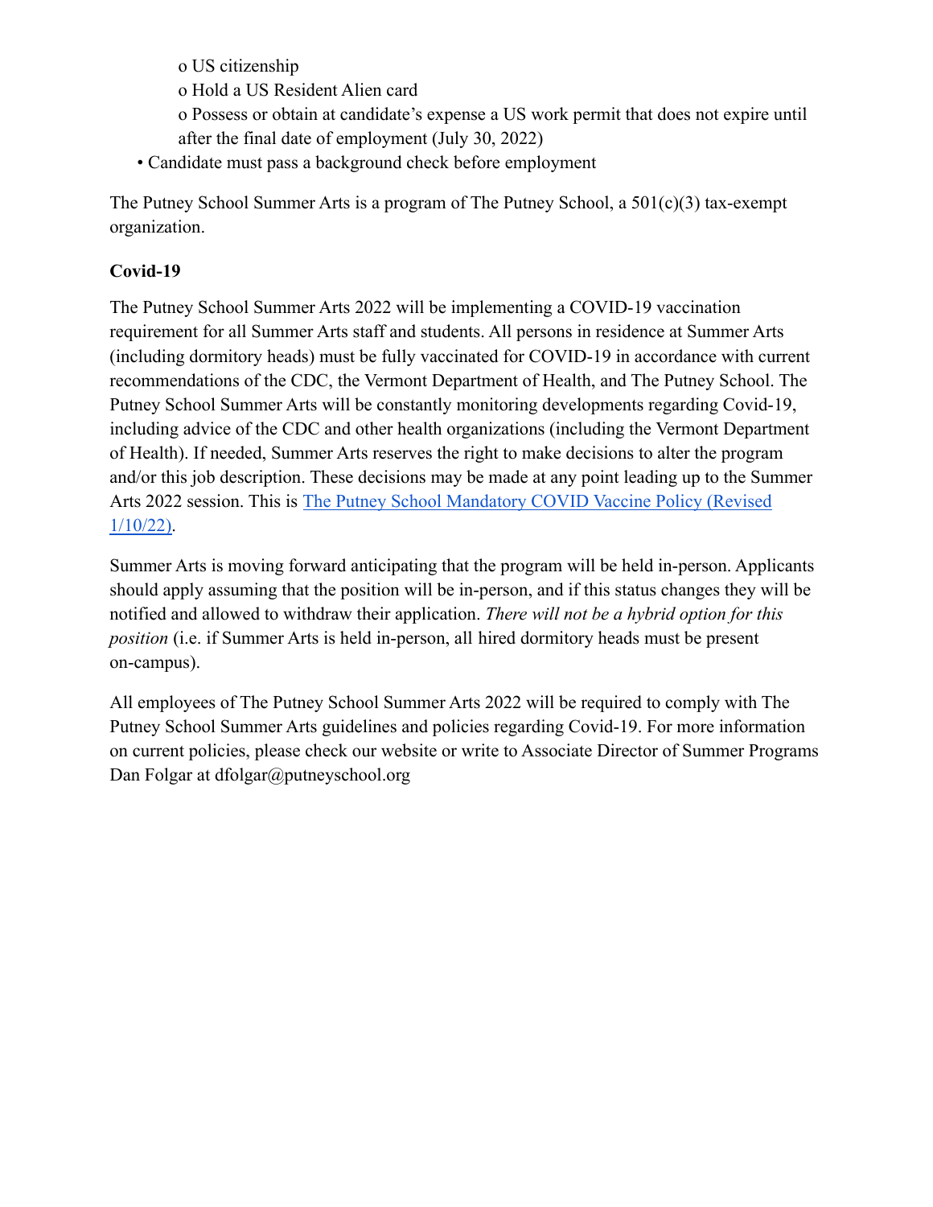- o US citizenship
  - o Hold a US Resident Alien card
  - o Possess or obtain at candidate's expense a US work permit that does not expire until after the final date of employment (July 30, 2022)
- • Candidate must pass a background check before employment

The Putney School Summer Arts is a program of The Putney School, a 501(c)(3) tax-exempt organization.

**Covid-19**

The Putney School Summer Arts 2022 will be implementing a COVID-19 vaccination requirement for all Summer Arts staff and students. All persons in residence at Summer Arts (including dormitory heads) must be fully vaccinated for COVID-19 in accordance with current recommendations of the CDC, the Vermont Department of Health, and The Putney School. The Putney School Summer Arts will be constantly monitoring developments regarding Covid-19, including advice of the CDC and other health organizations (including the Vermont Department of Health). If needed, Summer Arts reserves the right to make decisions to alter the program and/or this job description. These decisions may be made at any point leading up to the Summer Arts 2022 session. This is [The Putney School Mandatory COVID Vaccine Policy (Revised 1/10/22)].

Summer Arts is moving forward anticipating that the program will be held in-person. Applicants should apply assuming that the position will be in-person, and if this status changes they will be notified and allowed to withdraw their application. *There will not be a hybrid option for this position* (i.e. if Summer Arts is held in-person, all hired dormitory heads must be present on-campus).

All employees of The Putney School Summer Arts 2022 will be required to comply with The Putney School Summer Arts guidelines and policies regarding Covid-19. For more information on current policies, please check our website or write to Associate Director of Summer Programs Dan Folgar at dfolgar@putneyschool.org